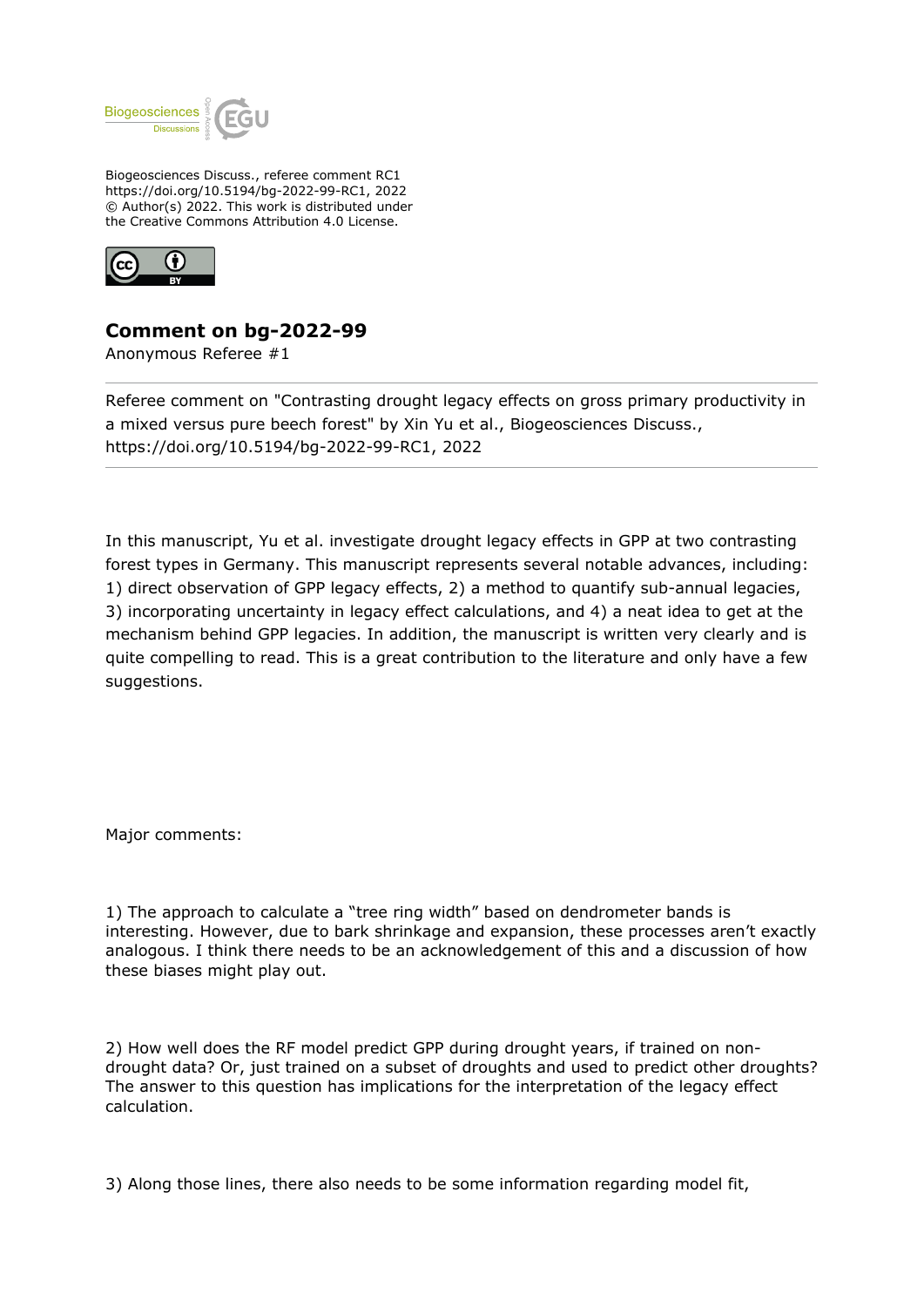Biogeosciences Discuss., referee comment RC1
https://doi.org/10.5194/bg-2022-99-RC1, 2022
© Author(s) 2022. This work is distributed under
the Creative Commons Attribution 4.0 License.

## Comment on bg-2022-99

Anonymous Referee #1

---

Referee comment on "Contrasting drought legacy effects on gross primary productivity in a mixed versus pure beech forest" by Xin Yu et al., Biogeosciences Discuss., https://doi.org/10.5194/bg-2022-99-RC1, 2022

---

In this manuscript, Yu et al. investigate drought legacy effects in GPP at two contrasting forest types in Germany. This manuscript represents several notable advances, including: 1) direct observation of GPP legacy effects, 2) a method to quantify sub-annual legacies, 3) incorporating uncertainty in legacy effect calculations, and 4) a neat idea to get at the mechanism behind GPP legacies. In addition, the manuscript is written very clearly and is quite compelling to read. This is a great contribution to the literature and only have a few suggestions.

Major comments:

1) The approach to calculate a "tree ring width" based on dendrometer bands is interesting. However, due to bark shrinkage and expansion, these processes aren't exactly analogous. I think there needs to be an acknowledgement of this and a discussion of how these biases might play out.

2) How well does the RF model predict GPP during drought years, if trained on non-drought data? Or, just trained on a subset of droughts and used to predict other droughts? The answer to this question has implications for the interpretation of the legacy effect calculation.

3) Along those lines, there also needs to be some information regarding model fit,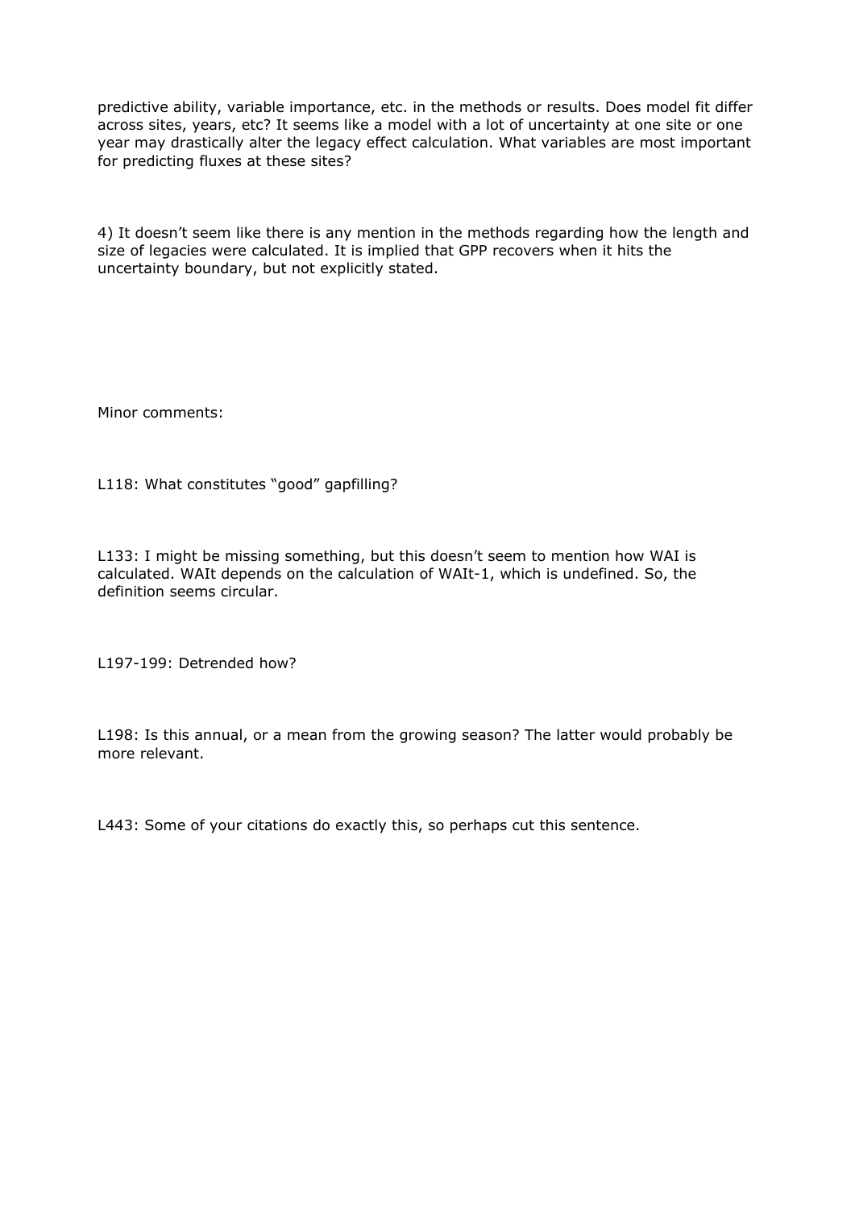predictive ability, variable importance, etc. in the methods or results. Does model fit differ across sites, years, etc? It seems like a model with a lot of uncertainty at one site or one year may drastically alter the legacy effect calculation. What variables are most important for predicting fluxes at these sites?

4) It doesn't seem like there is any mention in the methods regarding how the length and size of legacies were calculated. It is implied that GPP recovers when it hits the uncertainty boundary, but not explicitly stated.

Minor comments:

L118: What constitutes "good" gapfilling?

L133: I might be missing something, but this doesn't seem to mention how WAI is calculated. $WAI_t$ depends on the calculation of $WAI_{t-1}$, which is undefined. So, the definition seems circular.

L197-199: Detrended how?

L198: Is this annual, or a mean from the growing season? The latter would probably be more relevant.

L443: Some of your citations do exactly this, so perhaps cut this sentence.